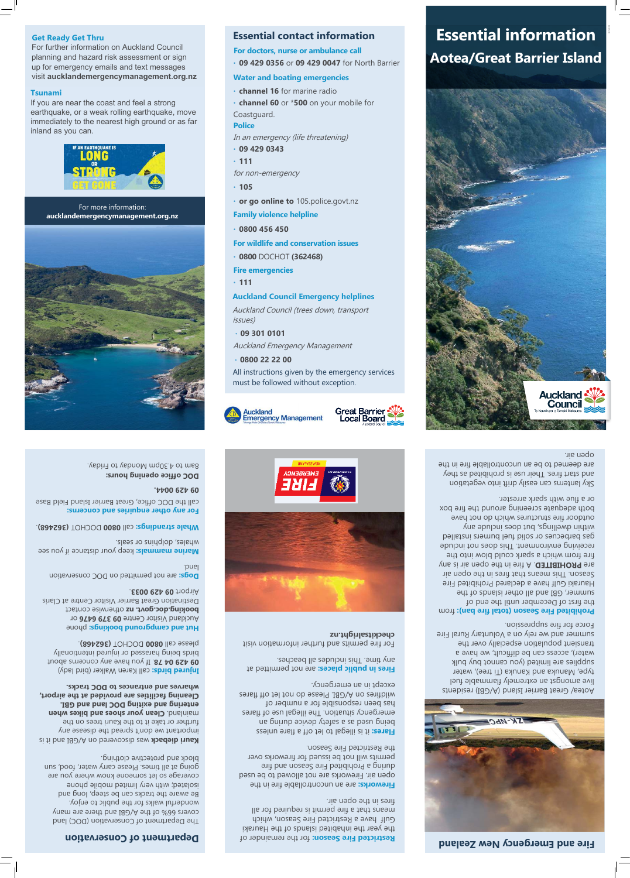# Essential information

## Aotea/Great Barrier Island

## Essential contact information

**For doctors, nurse or ambulance call**

- **09 429 0356** or **09 429 0047** for North Barrier

**Water and boating emergencies**

- **channel 16** for marine radio
- **channel 60** or ***500** on your mobile for Coastguard.

**Police**

*In an emergency (life threatening)*

- **09 429 0343**
- **111**

*for non-emergency*

- **105**
- **or go online to** 105.police.govt.nz

**Family violence helpline**

- **0800 456 450**

**For wildlife and conservation issues**

- **0800** DOCHOT (362468)

**Fire emergencies**

- **111**

**Auckland Council Emergency helplines**

*Auckland Council (trees down, transport issues)*

- **09 301 0101**

*Auckland Emergency Management*

- **0800 22 22 00**

All instructions given by the emergency services must be followed without exception.

**Get Ready Get Thru**

For further information on Auckland Council planning and hazard risk assessment or sign up for emergency emails and text messages visit **aucklandemergencymanagement.org.nz**

**Tsunami**

If you are near the coast and feel a strong earthquake, or a weak rolling earthquake, move immediately to the nearest high ground or as far inland as you can.

IF AN EARTHQUAKE IS LONG OR STRONG GET GONE

For more information:
**aucklandemergencymanagement.org.nz**

## Fire and Emergency New Zealand

Aotea/ Great Barrier Island (A/GBI) residents live amongst an extremely flammable fuel type, Manuka and Kanuka (Ti tree), water supplies are limited (you cannot buy bulk water), access can be difficult, we have a transient population especially over the summer and we rely on a Voluntary Rural Fire Force for fire suppression.

**Prohibited Fire Season (total fire ban):** from the first of December until the end of summer, GBI and all other islands of the Hauraki Gulf have a declared Prohibited Fire Season. This means that fires in the open air are **PROHIBITED**. A fire in the open air is any fire from which a spark could blow into the receiving environment. This does not include gas barbecues or solid fuel burners installed within dwellings, but does include any outdoor fire structures which do not have both adequate screening around the fire box or a flue with spark arrester.

Sky lanterns can easily drift into vegetation and start fires. Their use is prohibited as they are deemed to be an uncontrollable fire in the open air.

**Restricted Fire Season:** for the remainder of the year the inhabited islands of the Hauraki Gulf have a Restricted Fire Season, which means that a fire permit is required for all fires in the open air.

**Fireworks:** are an uncontrollable fire in the open air. Fireworks are not allowed to be used during a Prohibited Fire Season and fire permits will not be issued for fireworks over the Restricted Fire Season.

**Flares:** it is illegal to let off a flare unless being used as a safety device during an emergency situation. The illegal use of flares has been responsible for a number of wildfires on A/GBI. Please do not let off flares except in an emergency.

**Fires in public places:** are not permitted at any time. This includes all beaches.

For fire permits and further information visit **checkitsalright.nz**

## Department of Conservation

The Department of Conservation (DOC) land covers 65% of the A/GBI and there are many wonderful walks for the public to enjoy. Be aware the tracks can be steep, long and isolated; with very limited mobile phone coverage so let someone know where you are going at all times. Please carry water, food, sun block and protective clothing.

**Kauri dieback** was discovered on A/GBI and it is important we don't spread the disease any further or take it to the Kauri trees on the mainland. **Clean your shoes and bikes when entering and exiting DOC land and GBI. Cleaning facilities are provided at the airport, walkways and entrances to DOC tracks.**

**Injured birds:** call Karen Walker (bird lady) **09 429 04 78**. If you have any concerns about birds being harassed or injured intentionally please call **0800** DOCHOT (362468).

**Hut and campground bookings:** phone Auckland Visitor Centre **09 379 6476** or **bookings.doc.govt.nz** otherwise contact Destination Great Barrier Visitor Centre at Claris Airport **09 429 0033**.

**Dogs:** are not permitted on DOC conservation land.

**Marine mammals:** keep your distance if you see whales, dolphins or seals.

**Whale strandings:** call **0800** DOCHOT (362468).

**For any other enquiries and concerns:** call the DOC office, Great Barrier Island Field Base **09 429 0044**.

**DOC office opening hours:** 8am to 4.30pm Monday to Friday.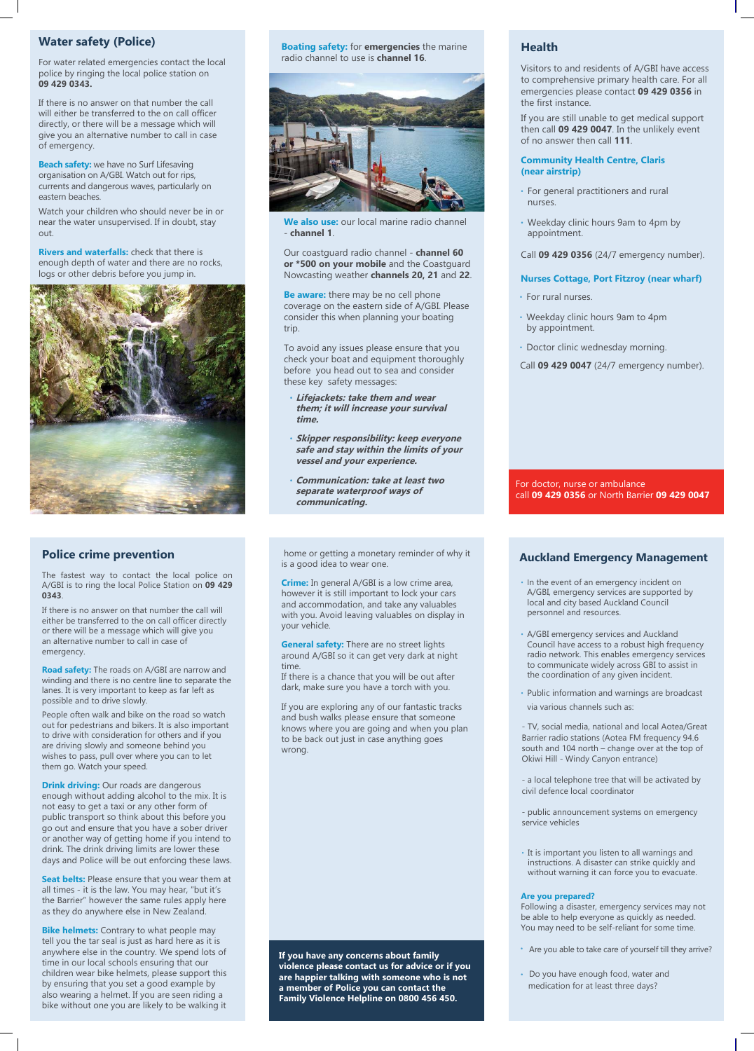## Water safety (Police)

For water related emergencies contact the local police by ringing the local police station on **09 429 0343.**

If there is no answer on that number the call will either be transferred to the on call officer directly, or there will be a message which will give you an alternative number to call in case of emergency.

**Beach safety:** we have no Surf Lifesaving organisation on A/GBI. Watch out for rips, currents and dangerous waves, particularly on eastern beaches.

Watch your children who should never be in or near the water unsupervised. If in doubt, stay out.

**Rivers and waterfalls:** check that there is enough depth of water and there are no rocks, logs or other debris before you jump in.

**Boating safety:** for **emergencies** the marine radio channel to use is **channel 16**.

**We also use:** our local marine radio channel - **channel 1**.

Our coastguard radio channel - **channel 60 or *500 on your mobile** and the Coastguard Nowcasting weather **channels 20, 21** and **22**.

**Be aware:** there may be no cell phone coverage on the eastern side of A/GBI. Please consider this when planning your boating trip.

To avoid any issues please ensure that you check your boat and equipment thoroughly before you head out to sea and consider these key safety messages:

- ***Lifejackets: take them and wear them; it will increase your survival time.***
- ***Skipper responsibility: keep everyone safe and stay within the limits of your vessel and your experience.***
- ***Communication: take at least two separate waterproof ways of communicating.***

## Health

Visitors to and residents of A/GBI have access to comprehensive primary health care. For all emergencies please contact **09 429 0356** in the first instance.

If you are still unable to get medical support then call **09 429 0047**. In the unlikely event of no answer then call **111**.

### Community Health Centre, Claris (near airstrip)

- For general practitioners and rural nurses.
- Weekday clinic hours 9am to 4pm by appointment.

Call **09 429 0356** (24/7 emergency number).

### Nurses Cottage, Port Fitzroy (near wharf)

- For rural nurses.
- Weekday clinic hours 9am to 4pm by appointment.
- Doctor clinic wednesday morning.

Call **09 429 0047** (24/7 emergency number).

For doctor, nurse or ambulance call **09 429 0356** or North Barrier **09 429 0047**

## Police crime prevention

The fastest way to contact the local police on A/GBI is to ring the local Police Station on **09 429 0343**.

If there is no answer on that number the call will either be transferred to the on call officer directly or there will be a message which will give you an alternative number to call in case of emergency.

**Road safety:** The roads on A/GBI are narrow and winding and there is no centre line to separate the lanes. It is very important to keep as far left as possible and to drive slowly.

People often walk and bike on the road so watch out for pedestrians and bikers. It is also important to drive with consideration for others and if you are driving slowly and someone behind you wishes to pass, pull over where you can to let them go. Watch your speed.

**Drink driving:** Our roads are dangerous enough without adding alcohol to the mix. It is not easy to get a taxi or any other form of public transport so think about this before you go out and ensure that you have a sober driver or another way of getting home if you intend to drink. The drink driving limits are lower these days and Police will be out enforcing these laws.

**Seat belts:** Please ensure that you wear them at all times - it is the law. You may hear, "but it's the Barrier" however the same rules apply here as they do anywhere else in New Zealand.

**Bike helmets:** Contrary to what people may tell you the tar seal is just as hard here as it is anywhere else in the country. We spend lots of time in our local schools ensuring that our children wear bike helmets, please support this by ensuring that you set a good example by also wearing a helmet. If you are seen riding a bike without one you are likely to be walking it home or getting a monetary reminder of why it is a good idea to wear one.

**Crime:** In general A/GBI is a low crime area, however it is still important to lock your cars and accommodation, and take any valuables with you. Avoid leaving valuables on display in your vehicle.

**General safety:** There are no street lights around A/GBI so it can get very dark at night time.
If there is a chance that you will be out after dark, make sure you have a torch with you.

If you are exploring any of our fantastic tracks and bush walks please ensure that someone knows where you are going and when you plan to be back out just in case anything goes wrong.

**If you have any concerns about family violence please contact us for advice or if you are happier talking with someone who is not a member of Police you can contact the Family Violence Helpline on 0800 456 450.**

## Auckland Emergency Management

- In the event of an emergency incident on A/GBI, emergency services are supported by local and city based Auckland Council personnel and resources.
- A/GBI emergency services and Auckland Council have access to a robust high frequency radio network. This enables emergency services to communicate widely across GBI to assist in the coordination of any given incident.
- Public information and warnings are broadcast via various channels such as:

  - TV, social media, national and local Aotea/Great Barrier radio stations (Aotea FM frequency 94.6 south and 104 north – change over at the top of Okiwi Hill - Windy Canyon entrance)

  - a local telephone tree that will be activated by civil defence local coordinator

  - public announcement systems on emergency service vehicles

- It is important you listen to all warnings and instructions. A disaster can strike quickly and without warning it can force you to evacuate.

**Are you prepared?**
Following a disaster, emergency services may not be able to help everyone as quickly as needed. You may need to be self-reliant for some time.

- Are you able to take care of yourself till they arrive?
- Do you have enough food, water and medication for at least three days?